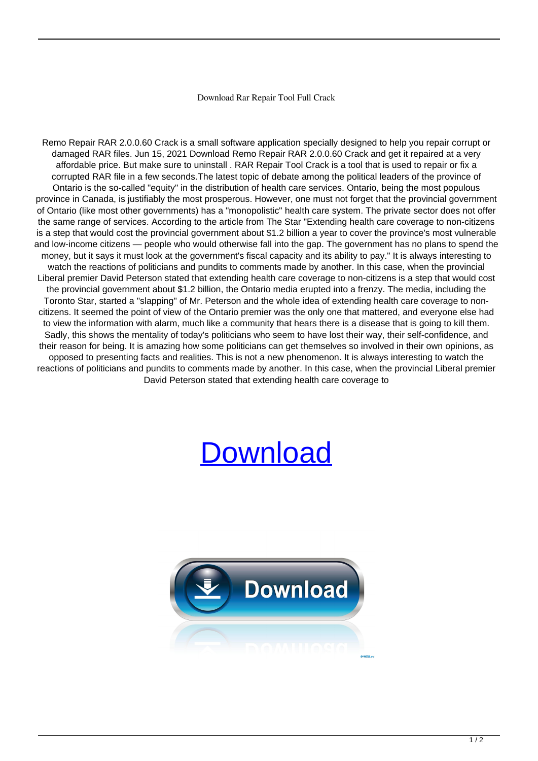Download Rar Repair Tool Full Crack

Remo Repair RAR 2.0.0.60 Crack is a small software application specially designed to help you repair corrupt or damaged RAR files. Jun 15, 2021 Download Remo Repair RAR 2.0.0.60 Crack and get it repaired at a very affordable price. But make sure to uninstall . RAR Repair Tool Crack is a tool that is used to repair or fix a corrupted RAR file in a few seconds.The latest topic of debate among the political leaders of the province of Ontario is the so-called "equity" in the distribution of health care services. Ontario, being the most populous province in Canada, is justifiably the most prosperous. However, one must not forget that the provincial government of Ontario (like most other governments) has a "monopolistic" health care system. The private sector does not offer the same range of services. According to the article from The Star "Extending health care coverage to non-citizens is a step that would cost the provincial government about $1.2 billion a year to cover the province's most vulnerable and low-income citizens — people who would otherwise fall into the gap. The government has no plans to spend the money, but it says it must look at the government's fiscal capacity and its ability to pay." It is always interesting to watch the reactions of politicians and pundits to comments made by another. In this case, when the provincial Liberal premier David Peterson stated that extending health care coverage to non-citizens is a step that would cost the provincial government about $1.2 billion, the Ontario media erupted into a frenzy. The media, including the Toronto Star, started a "slapping" of Mr. Peterson and the whole idea of extending health care coverage to non-citizens. It seemed the point of view of the Ontario premier was the only one that mattered, and everyone else had to view the information with alarm, much like a community that hears there is a disease that is going to kill them. Sadly, this shows the mentality of today's politicians who seem to have lost their way, their self-confidence, and their reason for being. It is amazing how some politicians can get themselves so involved in their own opinions, as opposed to presenting facts and realities. This is not a new phenomenon. It is always interesting to watch the reactions of politicians and pundits to comments made by another. In this case, when the provincial Liberal premier David Peterson stated that extending health care coverage to

Download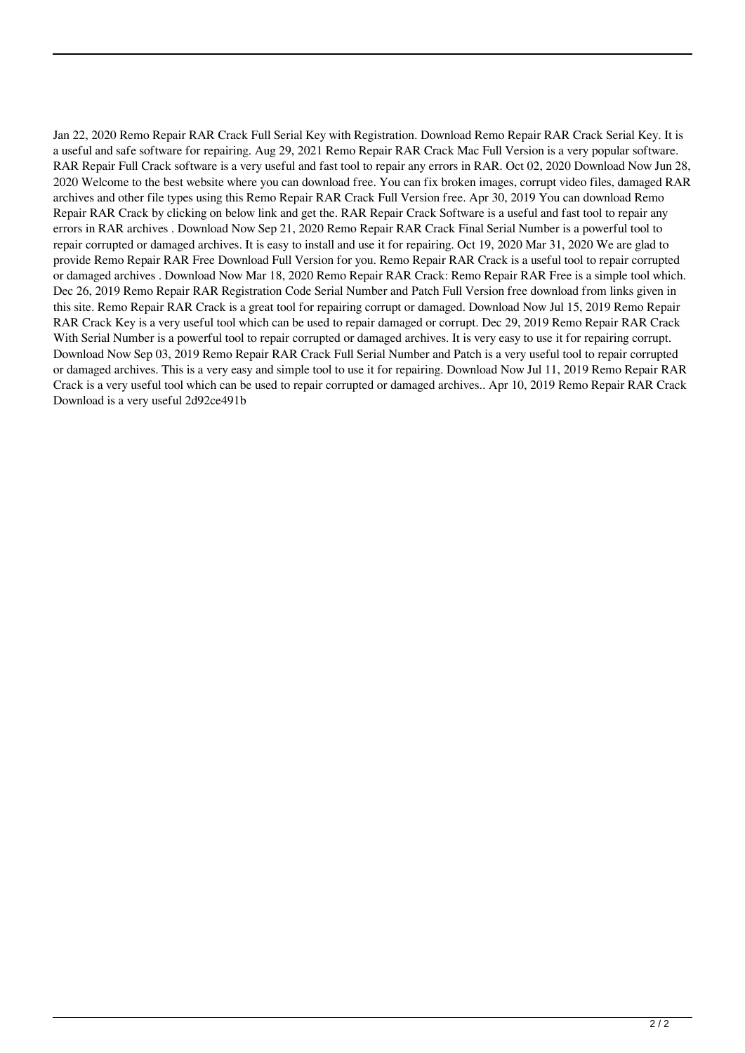Jan 22, 2020 Remo Repair RAR Crack Full Serial Key with Registration. Download Remo Repair RAR Crack Serial Key. It is a useful and safe software for repairing. Aug 29, 2021 Remo Repair RAR Crack Mac Full Version is a very popular software. RAR Repair Full Crack software is a very useful and fast tool to repair any errors in RAR. Oct 02, 2020 Download Now Jun 28, 2020 Welcome to the best website where you can download free. You can fix broken images, corrupt video files, damaged RAR archives and other file types using this Remo Repair RAR Crack Full Version free. Apr 30, 2019 You can download Remo Repair RAR Crack by clicking on below link and get the. RAR Repair Crack Software is a useful and fast tool to repair any errors in RAR archives . Download Now Sep 21, 2020 Remo Repair RAR Crack Final Serial Number is a powerful tool to repair corrupted or damaged archives. It is easy to install and use it for repairing. Oct 19, 2020 Mar 31, 2020 We are glad to provide Remo Repair RAR Free Download Full Version for you. Remo Repair RAR Crack is a useful tool to repair corrupted or damaged archives . Download Now Mar 18, 2020 Remo Repair RAR Crack: Remo Repair RAR Free is a simple tool which. Dec 26, 2019 Remo Repair RAR Registration Code Serial Number and Patch Full Version free download from links given in this site. Remo Repair RAR Crack is a great tool for repairing corrupt or damaged. Download Now Jul 15, 2019 Remo Repair RAR Crack Key is a very useful tool which can be used to repair damaged or corrupt. Dec 29, 2019 Remo Repair RAR Crack With Serial Number is a powerful tool to repair corrupted or damaged archives. It is very easy to use it for repairing corrupt. Download Now Sep 03, 2019 Remo Repair RAR Crack Full Serial Number and Patch is a very useful tool to repair corrupted or damaged archives. This is a very easy and simple tool to use it for repairing. Download Now Jul 11, 2019 Remo Repair RAR Crack is a very useful tool which can be used to repair corrupted or damaged archives.. Apr 10, 2019 Remo Repair RAR Crack Download is a very useful 2d92ce491b